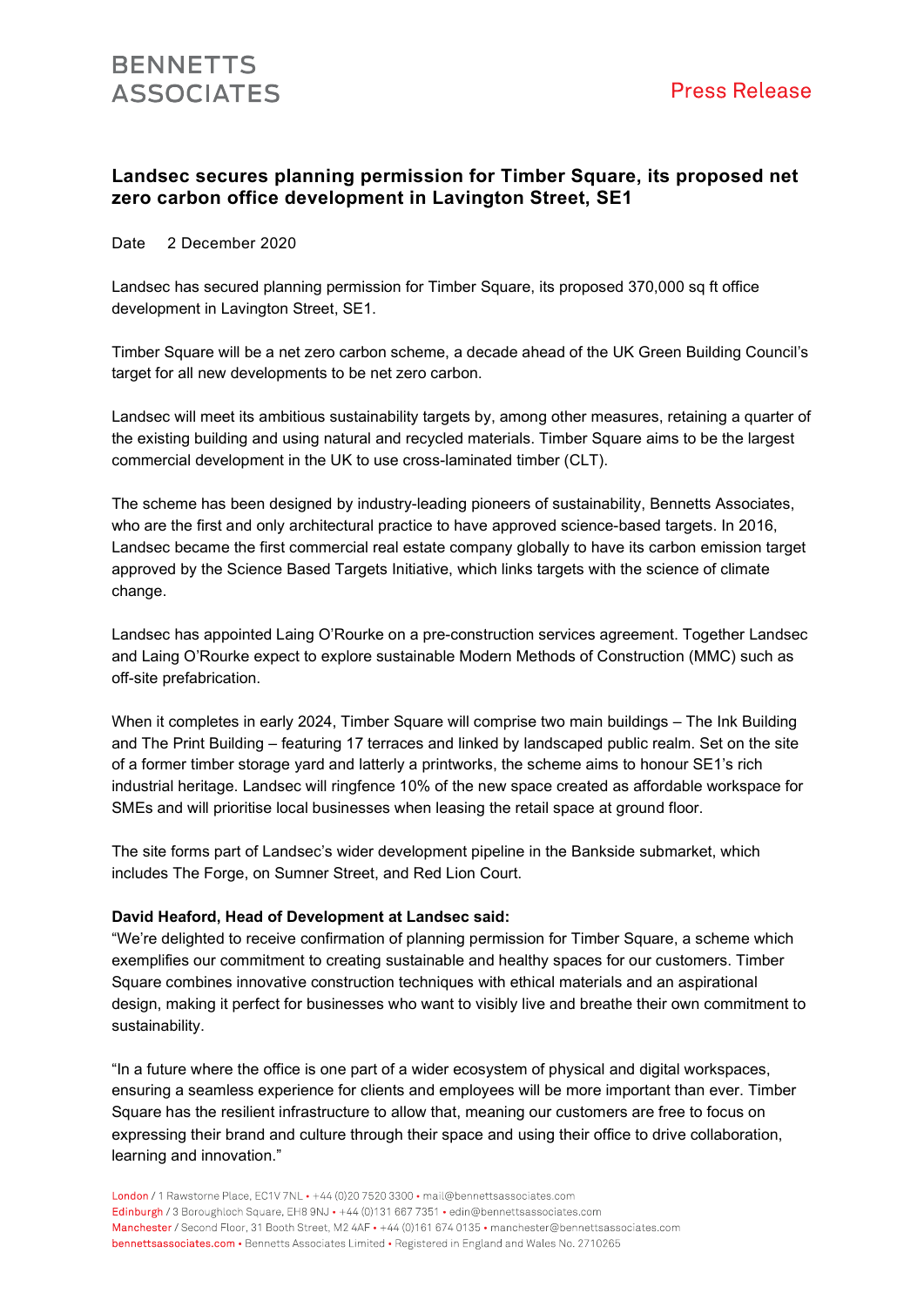BENNETTS ASSOCIATES

Press Release

# Landsec secures planning permission for Timber Square, its proposed net zero carbon office development in Lavington Street, SE1

Date 2 December 2020

Landsec has secured planning permission for Timber Square, its proposed 370,000 sq ft office development in Lavington Street, SE1.

Timber Square will be a net zero carbon scheme, a decade ahead of the UK Green Building Council's target for all new developments to be net zero carbon.

Landsec will meet its ambitious sustainability targets by, among other measures, retaining a quarter of the existing building and using natural and recycled materials. Timber Square aims to be the largest commercial development in the UK to use cross-laminated timber (CLT).

The scheme has been designed by industry-leading pioneers of sustainability, Bennetts Associates, who are the first and only architectural practice to have approved science-based targets. In 2016, Landsec became the first commercial real estate company globally to have its carbon emission target approved by the Science Based Targets Initiative, which links targets with the science of climate change.

Landsec has appointed Laing O'Rourke on a pre-construction services agreement. Together Landsec and Laing O'Rourke expect to explore sustainable Modern Methods of Construction (MMC) such as off-site prefabrication.

When it completes in early 2024, Timber Square will comprise two main buildings – The Ink Building and The Print Building – featuring 17 terraces and linked by landscaped public realm. Set on the site of a former timber storage yard and latterly a printworks, the scheme aims to honour SE1's rich industrial heritage. Landsec will ringfence 10% of the new space created as affordable workspace for SMEs and will prioritise local businesses when leasing the retail space at ground floor.

The site forms part of Landsec's wider development pipeline in the Bankside submarket, which includes The Forge, on Sumner Street, and Red Lion Court.

**David Heaford, Head of Development at Landsec said:**

"We're delighted to receive confirmation of planning permission for Timber Square, a scheme which exemplifies our commitment to creating sustainable and healthy spaces for our customers. Timber Square combines innovative construction techniques with ethical materials and an aspirational design, making it perfect for businesses who want to visibly live and breathe their own commitment to sustainability.

"In a future where the office is one part of a wider ecosystem of physical and digital workspaces, ensuring a seamless experience for clients and employees will be more important than ever. Timber Square has the resilient infrastructure to allow that, meaning our customers are free to focus on expressing their brand and culture through their space and using their office to drive collaboration, learning and innovation."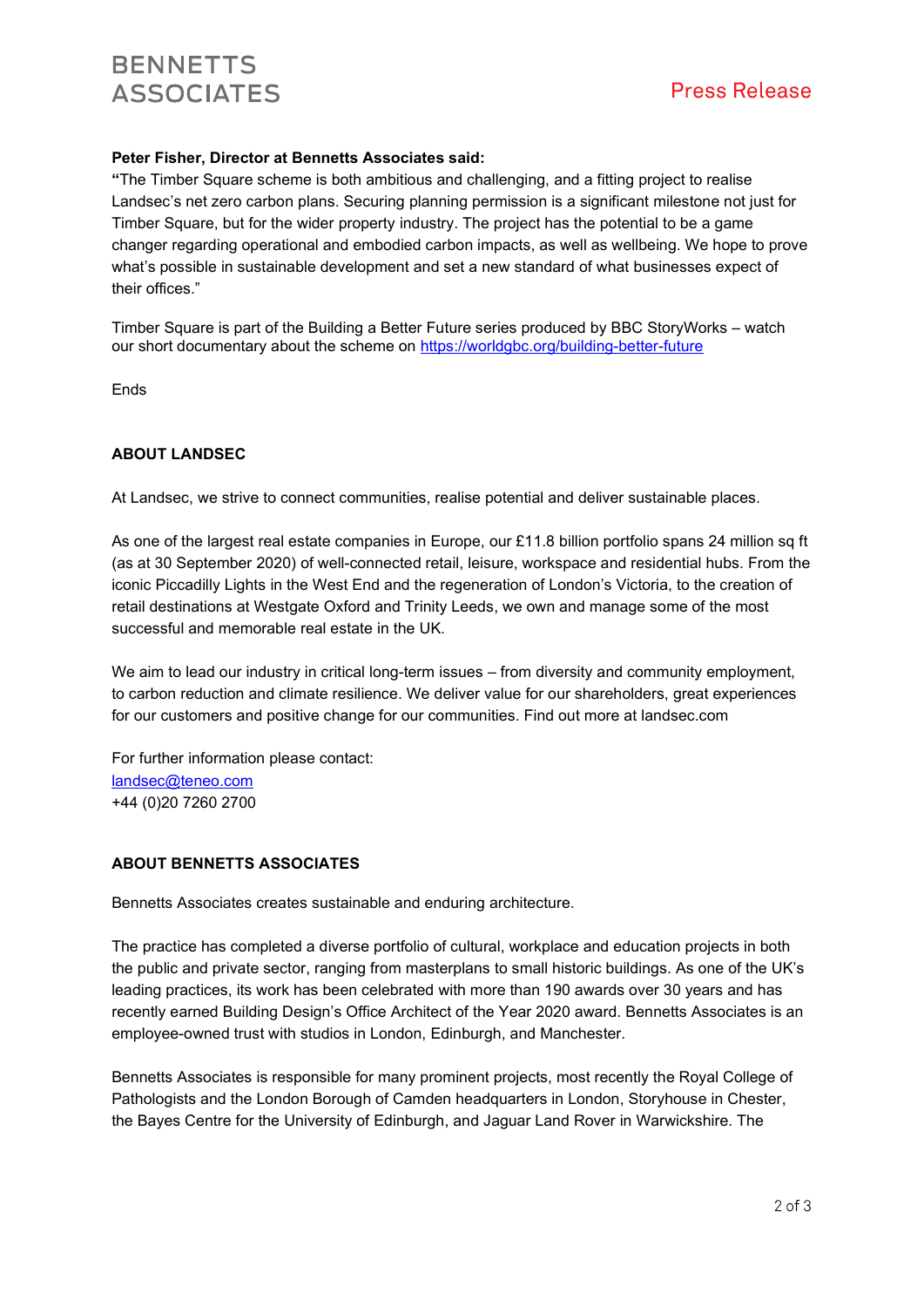**Peter Fisher, Director at Bennetts Associates said:**

**"**The Timber Square scheme is both ambitious and challenging, and a fitting project to realise Landsec's net zero carbon plans. Securing planning permission is a significant milestone not just for Timber Square, but for the wider property industry. The project has the potential to be a game changer regarding operational and embodied carbon impacts, as well as wellbeing. We hope to prove what's possible in sustainable development and set a new standard of what businesses expect of their offices."

Timber Square is part of the Building a Better Future series produced by BBC StoryWorks – watch our short documentary about the scheme on [https://worldgbc.org/building-better-future](https://worldgbc.org/building-better-future)

Ends

**ABOUT LANDSEC**

At Landsec, we strive to connect communities, realise potential and deliver sustainable places.

As one of the largest real estate companies in Europe, our £11.8 billion portfolio spans 24 million sq ft (as at 30 September 2020) of well-connected retail, leisure, workspace and residential hubs. From the iconic Piccadilly Lights in the West End and the regeneration of London's Victoria, to the creation of retail destinations at Westgate Oxford and Trinity Leeds, we own and manage some of the most successful and memorable real estate in the UK.

We aim to lead our industry in critical long-term issues – from diversity and community employment, to carbon reduction and climate resilience. We deliver value for our shareholders, great experiences for our customers and positive change for our communities. Find out more at landsec.com

For further information please contact:
[landsec@teneo.com](mailto:landsec@teneo.com)
+44 (0)20 7260 2700

**ABOUT BENNETTS ASSOCIATES**

Bennetts Associates creates sustainable and enduring architecture.

The practice has completed a diverse portfolio of cultural, workplace and education projects in both the public and private sector, ranging from masterplans to small historic buildings. As one of the UK's leading practices, its work has been celebrated with more than 190 awards over 30 years and has recently earned Building Design's Office Architect of the Year 2020 award. Bennetts Associates is an employee-owned trust with studios in London, Edinburgh, and Manchester.

Bennetts Associates is responsible for many prominent projects, most recently the Royal College of Pathologists and the London Borough of Camden headquarters in London, Storyhouse in Chester, the Bayes Centre for the University of Edinburgh, and Jaguar Land Rover in Warwickshire. The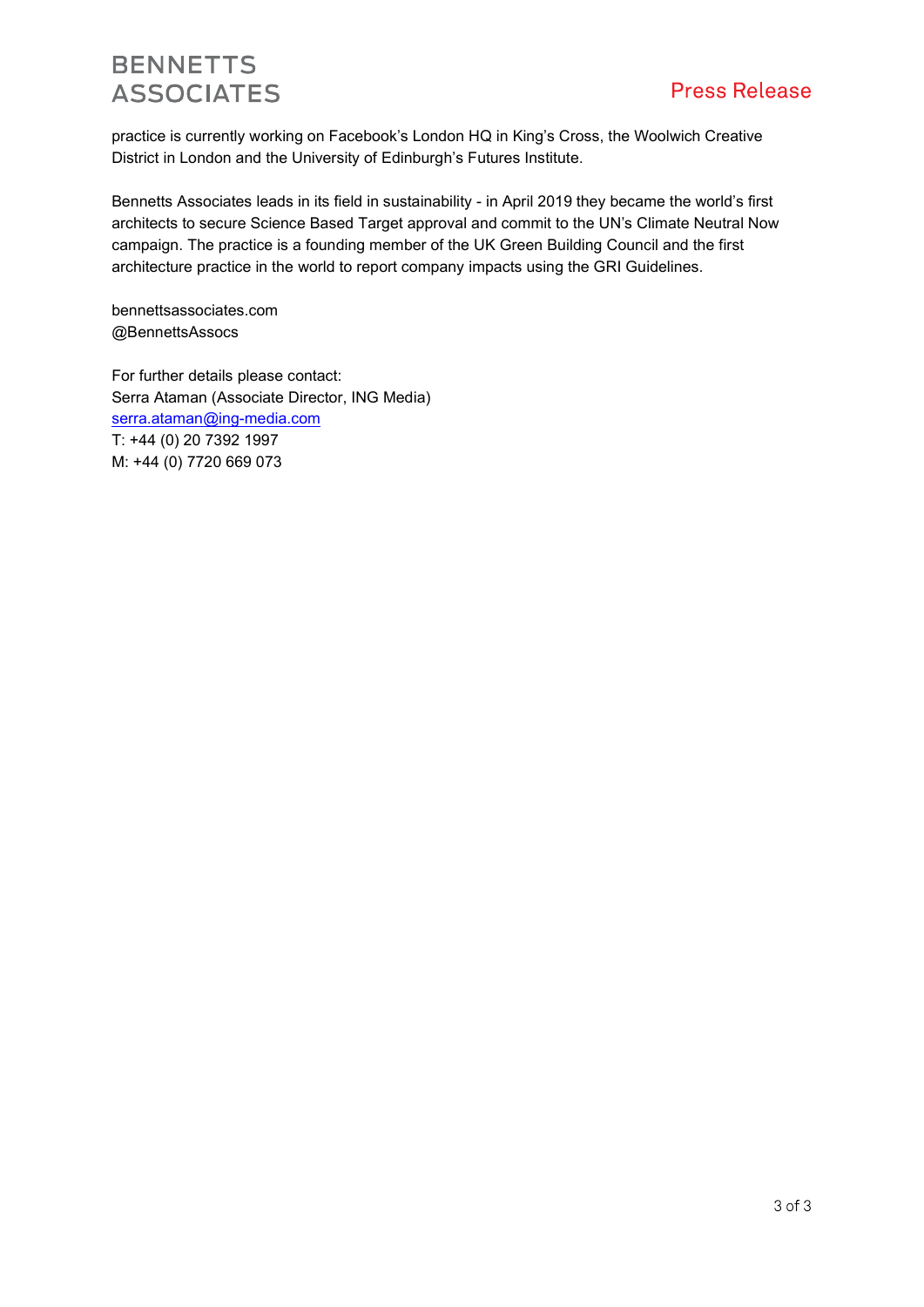practice is currently working on Facebook's London HQ in King's Cross, the Woolwich Creative District in London and the University of Edinburgh's Futures Institute.

Bennetts Associates leads in its field in sustainability - in April 2019 they became the world's first architects to secure Science Based Target approval and commit to the UN's Climate Neutral Now campaign. The practice is a founding member of the UK Green Building Council and the first architecture practice in the world to report company impacts using the GRI Guidelines.

bennettsassociates.com
@BennettsAssocs

For further details please contact:
Serra Ataman (Associate Director, ING Media)
serra.ataman@ing-media.com
T: +44 (0) 20 7392 1997
M: +44 (0) 7720 669 073